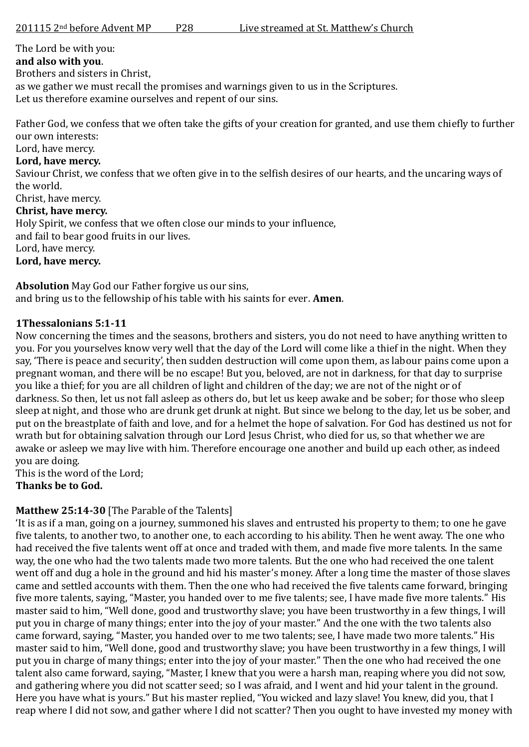201115 2nd before Advent MP  P28  Live streamed at St. Matthew's Church

The Lord be with you:
**and also with you**.
Brothers and sisters in Christ,
as we gather we must recall the promises and warnings given to us in the Scriptures.
Let us therefore examine ourselves and repent of our sins.

Father God, we confess that we often take the gifts of your creation for granted, and use them chiefly to further our own interests:
Lord, have mercy.
**Lord, have mercy.**
Saviour Christ, we confess that we often give in to the selfish desires of our hearts, and the uncaring ways of the world.
Christ, have mercy.
**Christ, have mercy.**
Holy Spirit, we confess that we often close our minds to your influence,
and fail to bear good fruits in our lives.
Lord, have mercy.
**Lord, have mercy.**

**Absolution** May God our Father forgive us our sins,
and bring us to the fellowship of his table with his saints for ever. **Amen**.

**1Thessalonians 5:1-11**
Now concerning the times and the seasons, brothers and sisters, you do not need to have anything written to you. For you yourselves know very well that the day of the Lord will come like a thief in the night. When they say, 'There is peace and security', then sudden destruction will come upon them, as labour pains come upon a pregnant woman, and there will be no escape! But you, beloved, are not in darkness, for that day to surprise you like a thief; for you are all children of light and children of the day; we are not of the night or of darkness. So then, let us not fall asleep as others do, but let us keep awake and be sober; for those who sleep sleep at night, and those who are drunk get drunk at night. But since we belong to the day, let us be sober, and put on the breastplate of faith and love, and for a helmet the hope of salvation. For God has destined us not for wrath but for obtaining salvation through our Lord Jesus Christ, who died for us, so that whether we are awake or asleep we may live with him. Therefore encourage one another and build up each other, as indeed you are doing.
This is the word of the Lord;
**Thanks be to God.**

**Matthew 25:14-30** [The Parable of the Talents]
'It is as if a man, going on a journey, summoned his slaves and entrusted his property to them; to one he gave five talents, to another two, to another one, to each according to his ability. Then he went away. The one who had received the five talents went off at once and traded with them, and made five more talents. In the same way, the one who had the two talents made two more talents. But the one who had received the one talent went off and dug a hole in the ground and hid his master's money. After a long time the master of those slaves came and settled accounts with them. Then the one who had received the five talents came forward, bringing five more talents, saying, "Master, you handed over to me five talents; see, I have made five more talents." His master said to him, "Well done, good and trustworthy slave; you have been trustworthy in a few things, I will put you in charge of many things; enter into the joy of your master." And the one with the two talents also came forward, saying, "Master, you handed over to me two talents; see, I have made two more talents." His master said to him, "Well done, good and trustworthy slave; you have been trustworthy in a few things, I will put you in charge of many things; enter into the joy of your master." Then the one who had received the one talent also came forward, saying, "Master, I knew that you were a harsh man, reaping where you did not sow, and gathering where you did not scatter seed; so I was afraid, and I went and hid your talent in the ground. Here you have what is yours." But his master replied, "You wicked and lazy slave! You knew, did you, that I reap where I did not sow, and gather where I did not scatter? Then you ought to have invested my money with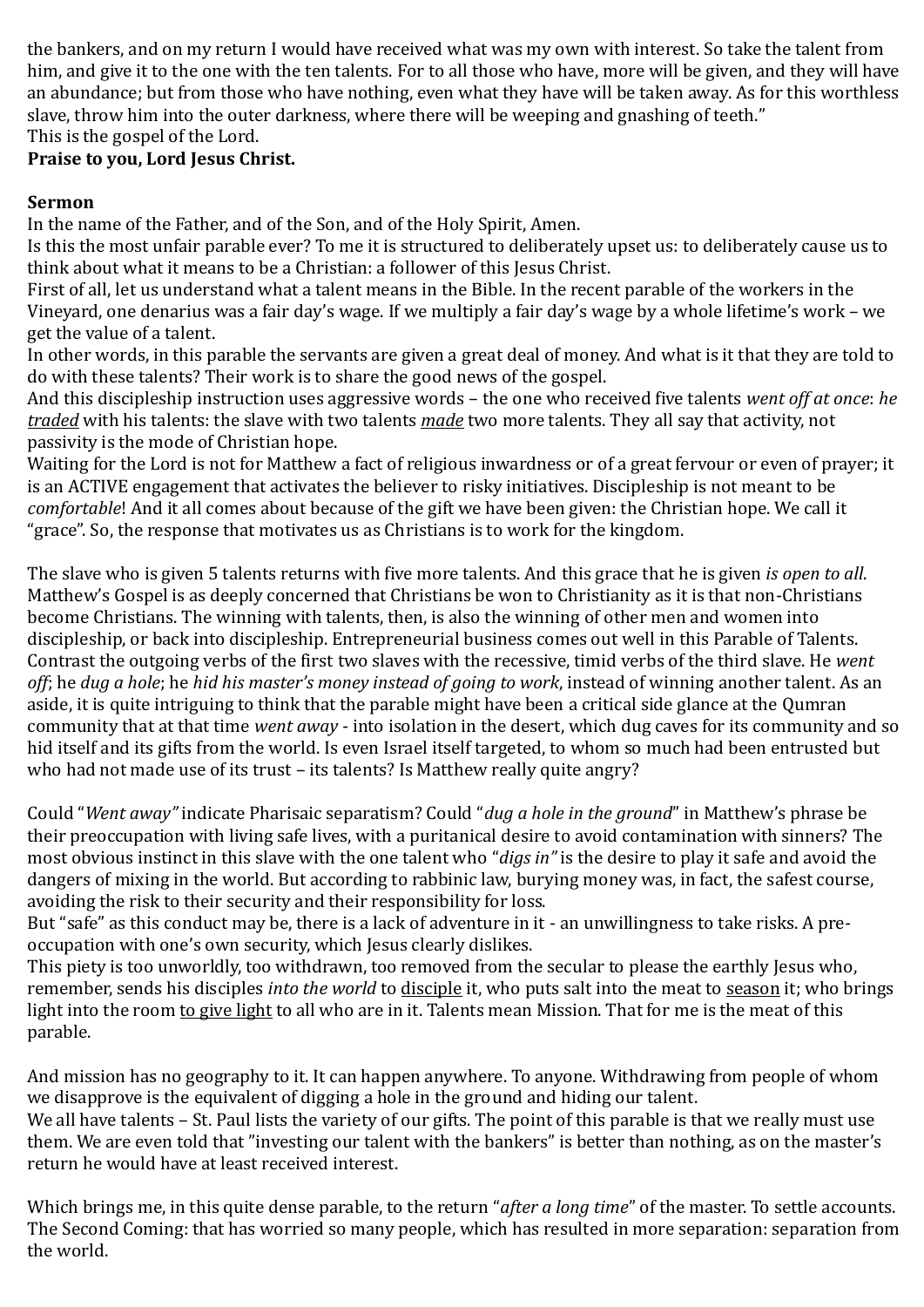the bankers, and on my return I would have received what was my own with interest. So take the talent from him, and give it to the one with the ten talents. For to all those who have, more will be given, and they will have an abundance; but from those who have nothing, even what they have will be taken away. As for this worthless slave, throw him into the outer darkness, where there will be weeping and gnashing of teeth."
This is the gospel of the Lord.
**Praise to you, Lord Jesus Christ.**

**Sermon**
In the name of the Father, and of the Son, and of the Holy Spirit, Amen.
Is this the most unfair parable ever? To me it is structured to deliberately upset us: to deliberately cause us to think about what it means to be a Christian: a follower of this Jesus Christ.
First of all, let us understand what a talent means in the Bible. In the recent parable of the workers in the Vineyard, one denarius was a fair day's wage. If we multiply a fair day's wage by a whole lifetime's work – we get the value of a talent.
In other words, in this parable the servants are given a great deal of money. And what is it that they are told to do with these talents? Their work is to share the good news of the gospel.
And this discipleship instruction uses aggressive words – the one who received five talents *went off at once*: *he traded* with his talents: the slave with two talents *made* two more talents. They all say that activity, not passivity is the mode of Christian hope.
Waiting for the Lord is not for Matthew a fact of religious inwardness or of a great fervour or even of prayer; it is an ACTIVE engagement that activates the believer to risky initiatives. Discipleship is not meant to be *comfortable*! And it all comes about because of the gift we have been given: the Christian hope. We call it "grace". So, the response that motivates us as Christians is to work for the kingdom.

The slave who is given 5 talents returns with five more talents. And this grace that he is given *is open to all*. Matthew's Gospel is as deeply concerned that Christians be won to Christianity as it is that non-Christians become Christians. The winning with talents, then, is also the winning of other men and women into discipleship, or back into discipleship. Entrepreneurial business comes out well in this Parable of Talents. Contrast the outgoing verbs of the first two slaves with the recessive, timid verbs of the third slave. He *went off*; he *dug a hole*; he *hid his master's money instead of going to work*, instead of winning another talent. As an aside, it is quite intriguing to think that the parable might have been a critical side glance at the Qumran community that at that time *went away* - into isolation in the desert, which dug caves for its community and so hid itself and its gifts from the world. Is even Israel itself targeted, to whom so much had been entrusted but who had not made use of its trust – its talents? Is Matthew really quite angry?

Could "*Went away"* indicate Pharisaic separatism? Could "*dug a hole in the ground*" in Matthew's phrase be their preoccupation with living safe lives, with a puritanical desire to avoid contamination with sinners? The most obvious instinct in this slave with the one talent who "*digs in"* is the desire to play it safe and avoid the dangers of mixing in the world. But according to rabbinic law, burying money was, in fact, the safest course, avoiding the risk to their security and their responsibility for loss.
But "safe" as this conduct may be, there is a lack of adventure in it - an unwillingness to take risks. A pre-occupation with one's own security, which Jesus clearly dislikes.
This piety is too unworldly, too withdrawn, too removed from the secular to please the earthly Jesus who, remember, sends his disciples *into the world* to <u>disciple</u> it, who puts salt into the meat to <u>season</u> it; who brings light into the room <u>to give light</u> to all who are in it. Talents mean Mission. That for me is the meat of this parable.

And mission has no geography to it. It can happen anywhere. To anyone. Withdrawing from people of whom we disapprove is the equivalent of digging a hole in the ground and hiding our talent.
We all have talents – St. Paul lists the variety of our gifts. The point of this parable is that we really must use them. We are even told that "investing our talent with the bankers" is better than nothing, as on the master's return he would have at least received interest.

Which brings me, in this quite dense parable, to the return "*after a long time*" of the master. To settle accounts. The Second Coming: that has worried so many people, which has resulted in more separation: separation from the world.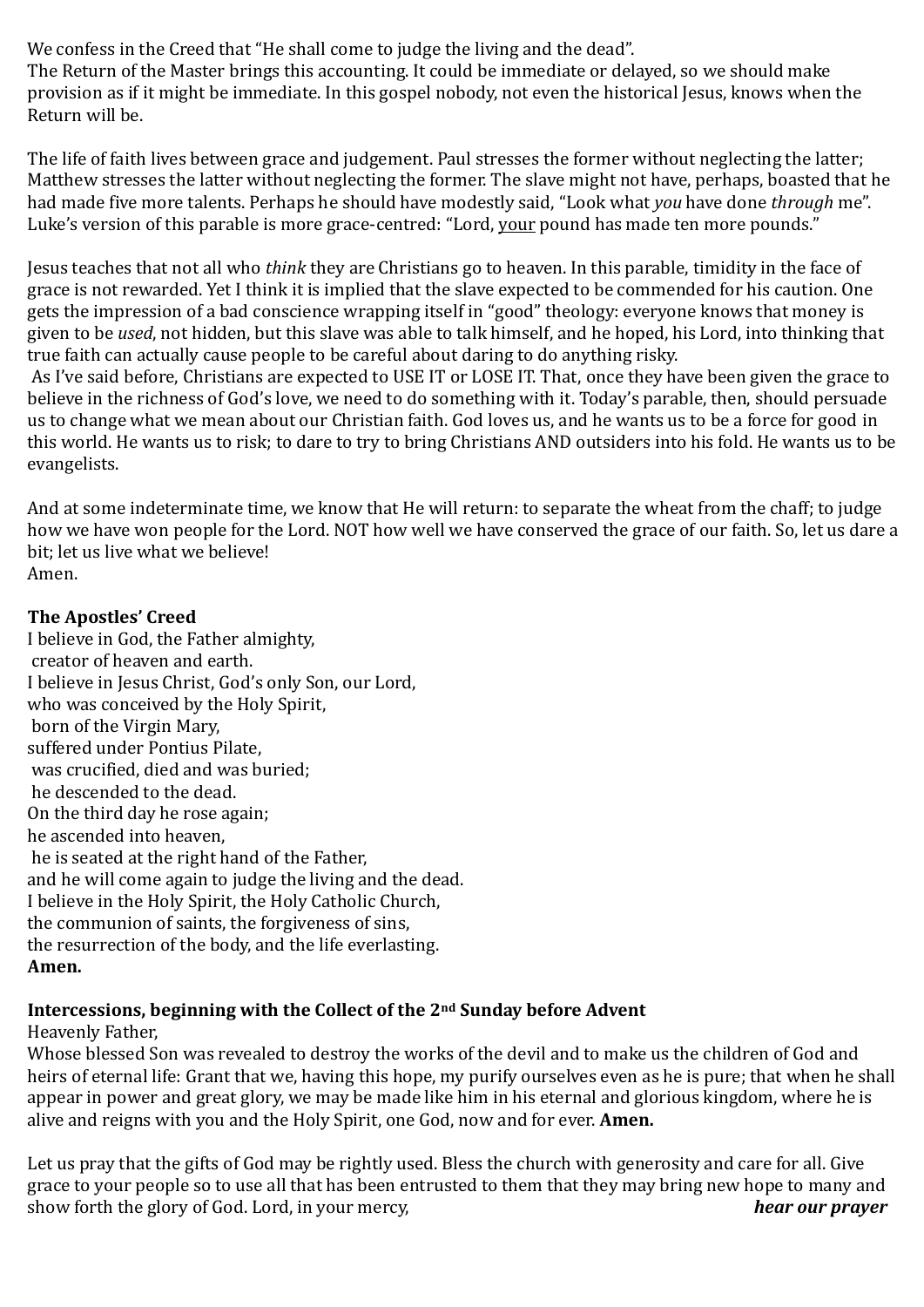We confess in the Creed that "He shall come to judge the living and the dead".
The Return of the Master brings this accounting. It could be immediate or delayed, so we should make provision as if it might be immediate. In this gospel nobody, not even the historical Jesus, knows when the Return will be.

The life of faith lives between grace and judgement. Paul stresses the former without neglecting the latter; Matthew stresses the latter without neglecting the former. The slave might not have, perhaps, boasted that he had made five more talents. Perhaps he should have modestly said, "Look what *you* have done *through* me". Luke's version of this parable is more grace-centred: "Lord, <u>your</u> pound has made ten more pounds."

Jesus teaches that not all who *think* they are Christians go to heaven. In this parable, timidity in the face of grace is not rewarded. Yet I think it is implied that the slave expected to be commended for his caution. One gets the impression of a bad conscience wrapping itself in "good" theology: everyone knows that money is given to be *used*, not hidden, but this slave was able to talk himself, and he hoped, his Lord, into thinking that true faith can actually cause people to be careful about daring to do anything risky.
As I've said before, Christians are expected to USE IT or LOSE IT. That, once they have been given the grace to believe in the richness of God's love, we need to do something with it. Today's parable, then, should persuade us to change what we mean about our Christian faith. God loves us, and he wants us to be a force for good in this world. He wants us to risk; to dare to try to bring Christians AND outsiders into his fold. He wants us to be evangelists.

And at some indeterminate time, we know that He will return: to separate the wheat from the chaff; to judge how we have won people for the Lord. NOT how well we have conserved the grace of our faith. So, let us dare a bit; let us live what we believe!
Amen.

**The Apostles' Creed**
I believe in God, the Father almighty,
creator of heaven and earth.
I believe in Jesus Christ, God's only Son, our Lord,
who was conceived by the Holy Spirit,
born of the Virgin Mary,
suffered under Pontius Pilate,
was crucified, died and was buried;
he descended to the dead.
On the third day he rose again;
he ascended into heaven,
he is seated at the right hand of the Father,
and he will come again to judge the living and the dead.
I believe in the Holy Spirit, the Holy Catholic Church,
the communion of saints, the forgiveness of sins,
the resurrection of the body, and the life everlasting.
**Amen.**

**Intercessions, beginning with the Collect of the 2nd Sunday before Advent**
Heavenly Father,
Whose blessed Son was revealed to destroy the works of the devil and to make us the children of God and heirs of eternal life: Grant that we, having this hope, my purify ourselves even as he is pure; that when he shall appear in power and great glory, we may be made like him in his eternal and glorious kingdom, where he is alive and reigns with you and the Holy Spirit, one God, now and for ever. **Amen.**

Let us pray that the gifts of God may be rightly used. Bless the church with generosity and care for all. Give grace to your people so to use all that has been entrusted to them that they may bring new hope to many and show forth the glory of God. Lord, in your mercy, ***hear our prayer***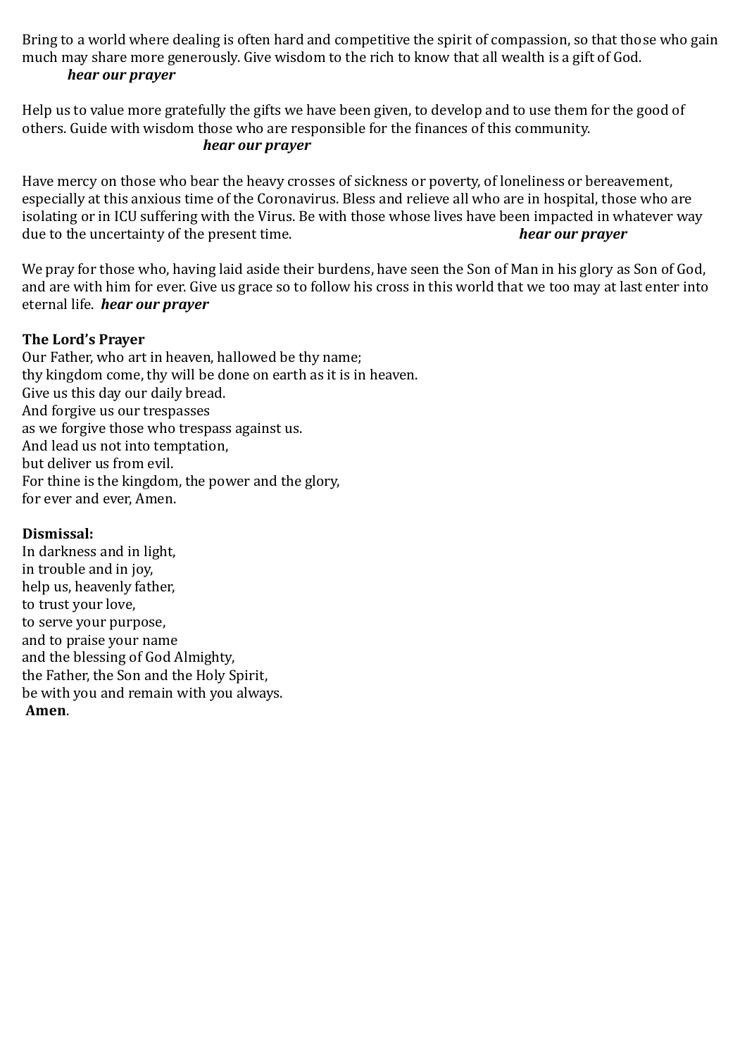Bring to a world where dealing is often hard and competitive the spirit of compassion, so that those who gain much may share more generously. Give wisdom to the rich to know that all wealth is a gift of God.
***hear our prayer***

Help us to value more gratefully the gifts we have been given, to develop and to use them for the good of others. Guide with wisdom those who are responsible for the finances of this community.
***hear our prayer***

Have mercy on those who bear the heavy crosses of sickness or poverty, of loneliness or bereavement, especially at this anxious time of the Coronavirus. Bless and relieve all who are in hospital, those who are isolating or in ICU suffering with the Virus. Be with those whose lives have been impacted in whatever way due to the uncertainty of the present time. ***hear our prayer***

We pray for those who, having laid aside their burdens, have seen the Son of Man in his glory as Son of God, and are with him for ever. Give us grace so to follow his cross in this world that we too may at last enter into eternal life. ***hear our prayer***

**The Lord's Prayer**
Our Father, who art in heaven, hallowed be thy name;
thy kingdom come, thy will be done on earth as it is in heaven.
Give us this day our daily bread.
And forgive us our trespasses
as we forgive those who trespass against us.
And lead us not into temptation,
but deliver us from evil.
For thine is the kingdom, the power and the glory,
for ever and ever, Amen.

**Dismissal:**
In darkness and in light,
in trouble and in joy,
help us, heavenly father,
to trust your love,
to serve your purpose,
and to praise your name
and the blessing of God Almighty,
the Father, the Son and the Holy Spirit,
be with you and remain with you always.
**Amen**.